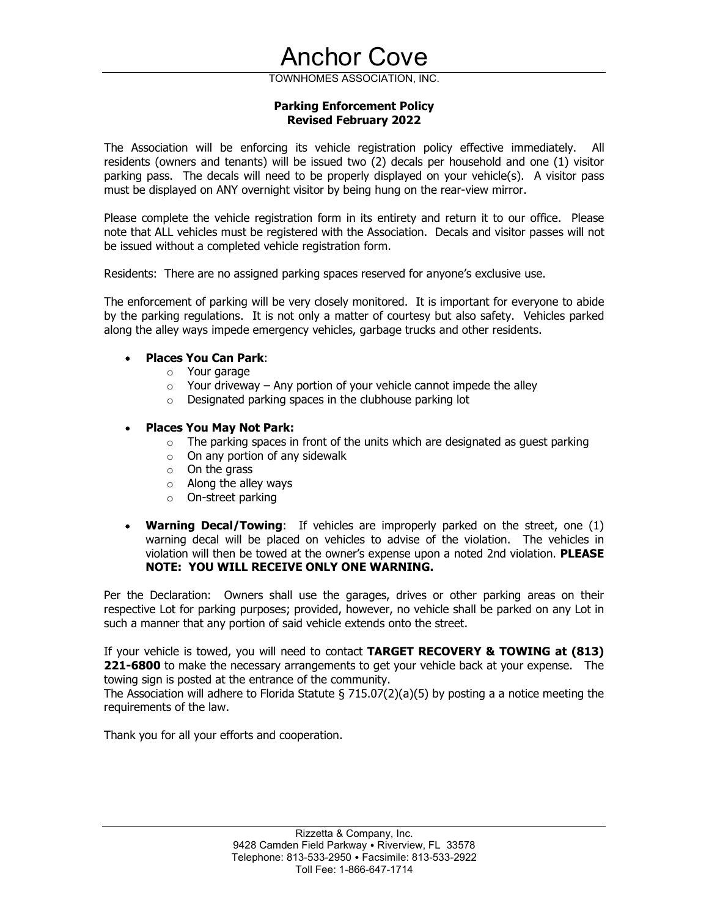# Anchor Cove

TOWNHOMES ASSOCIATION, INC.

**Parking Enforcement Policy**
**Revised February 2022**

The Association will be enforcing its vehicle registration policy effective immediately. All residents (owners and tenants) will be issued two (2) decals per household and one (1) visitor parking pass. The decals will need to be properly displayed on your vehicle(s). A visitor pass must be displayed on ANY overnight visitor by being hung on the rear-view mirror.

Please complete the vehicle registration form in its entirety and return it to our office. Please note that ALL vehicles must be registered with the Association. Decals and visitor passes will not be issued without a completed vehicle registration form.

Residents: There are no assigned parking spaces reserved for anyone's exclusive use.

The enforcement of parking will be very closely monitored. It is important for everyone to abide by the parking regulations. It is not only a matter of courtesy but also safety. Vehicles parked along the alley ways impede emergency vehicles, garbage trucks and other residents.

- **Places You Can Park**:
  - Your garage
  - Your driveway – Any portion of your vehicle cannot impede the alley
  - Designated parking spaces in the clubhouse parking lot
- **Places You May Not Park:**
  - The parking spaces in front of the units which are designated as guest parking
  - On any portion of any sidewalk
  - On the grass
  - Along the alley ways
  - On-street parking
- **Warning Decal/Towing**: If vehicles are improperly parked on the street, one (1) warning decal will be placed on vehicles to advise of the violation. The vehicles in violation will then be towed at the owner's expense upon a noted 2nd violation. **PLEASE NOTE: YOU WILL RECEIVE ONLY ONE WARNING.**

Per the Declaration: Owners shall use the garages, drives or other parking areas on their respective Lot for parking purposes; provided, however, no vehicle shall be parked on any Lot in such a manner that any portion of said vehicle extends onto the street.

If your vehicle is towed, you will need to contact **TARGET RECOVERY & TOWING at (813) 221-6800** to make the necessary arrangements to get your vehicle back at your expense. The towing sign is posted at the entrance of the community.
The Association will adhere to Florida Statute § 715.07(2)(a)(5) by posting a a notice meeting the requirements of the law.

Thank you for all your efforts and cooperation.

Rizzetta & Company, Inc.
9428 Camden Field Parkway • Riverview, FL 33578
Telephone: 813-533-2950 • Facsimile: 813-533-2922
Toll Fee: 1-866-647-1714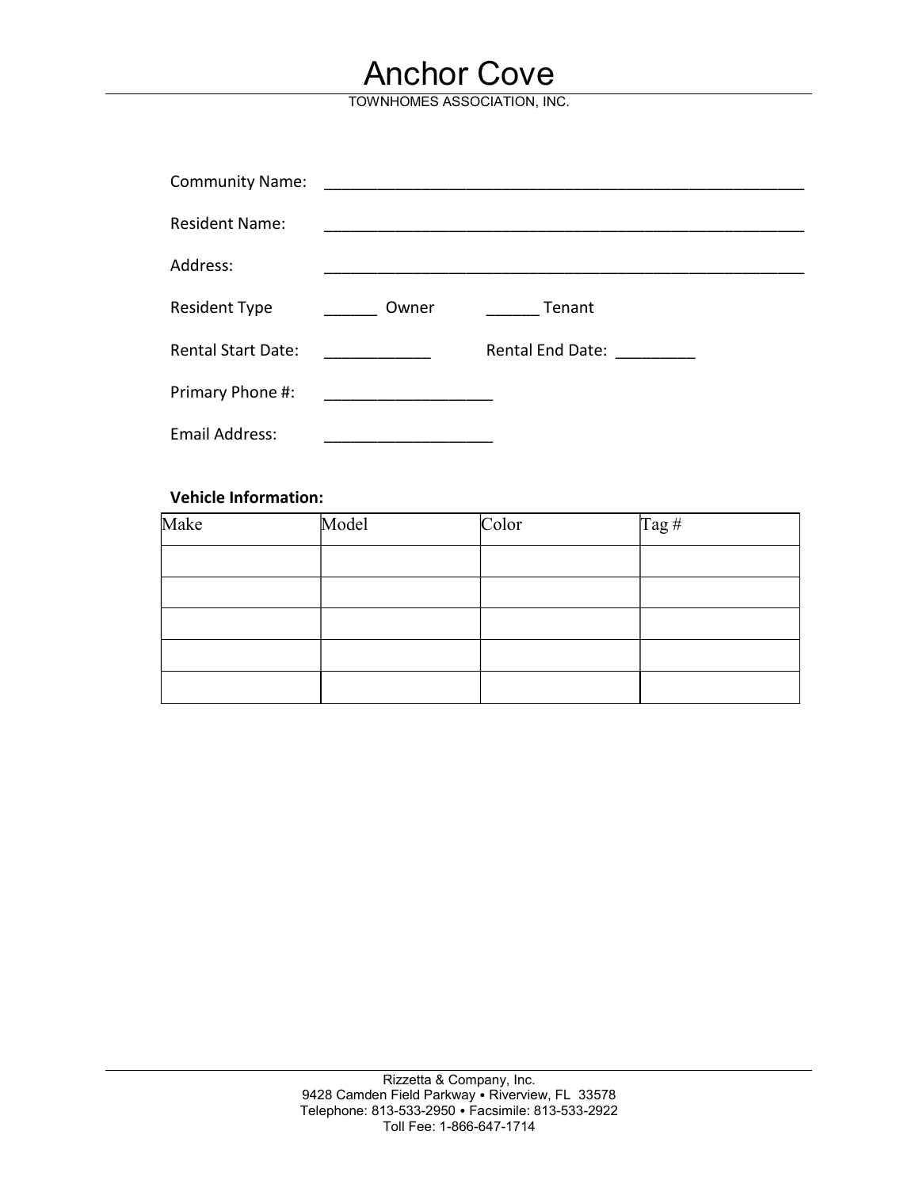# Anchor Cove

TOWNHOMES ASSOCIATION, INC.

Community Name: ___________________________________________________________

Resident Name: ___________________________________________________________

Address: ___________________________________________________________

Resident Type ______ Owner ______ Tenant

Rental Start Date: ____________ Rental End Date: _________

Primary Phone #: ___________________

Email Address: ___________________

**Vehicle Information:**

| Make | Model | Color | Tag # |
|---|---|---|---|
| | | | |
| | | | |
| | | | |
| | | | |
| | | | |

Rizzetta & Company, Inc.
9428 Camden Field Parkway • Riverview, FL 33578
Telephone: 813-533-2950 • Facsimile: 813-533-2922
Toll Fee: 1-866-647-1714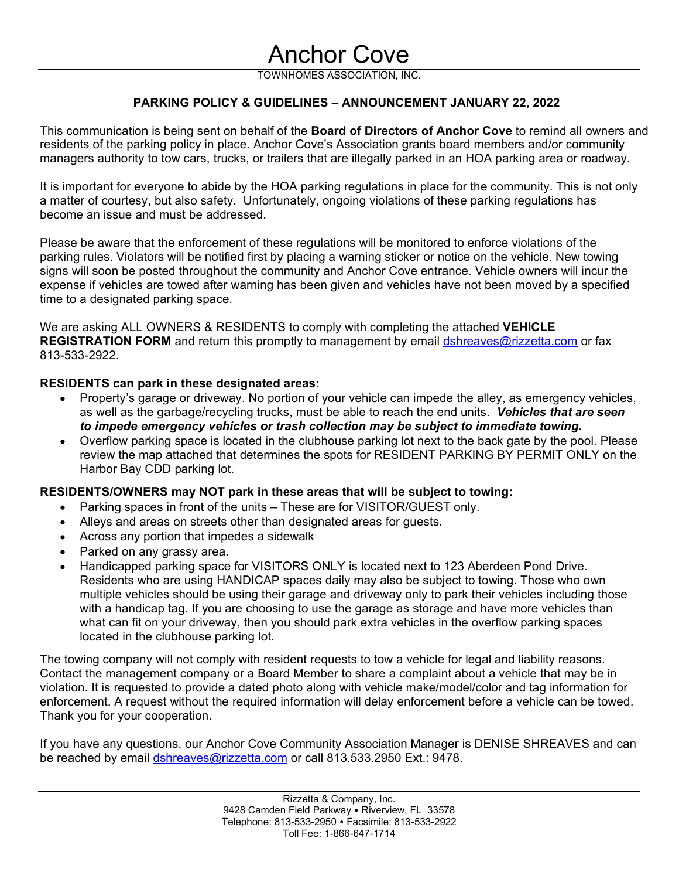# Anchor Cove

TOWNHOMES ASSOCIATION, INC.

## PARKING POLICY & GUIDELINES – ANNOUNCEMENT JANUARY 22, 2022

This communication is being sent on behalf of the **Board of Directors of Anchor Cove** to remind all owners and residents of the parking policy in place. Anchor Cove's Association grants board members and/or community managers authority to tow cars, trucks, or trailers that are illegally parked in an HOA parking area or roadway.

It is important for everyone to abide by the HOA parking regulations in place for the community. This is not only a matter of courtesy, but also safety. Unfortunately, ongoing violations of these parking regulations has become an issue and must be addressed.

Please be aware that the enforcement of these regulations will be monitored to enforce violations of the parking rules. Violators will be notified first by placing a warning sticker or notice on the vehicle. New towing signs will soon be posted throughout the community and Anchor Cove entrance. Vehicle owners will incur the expense if vehicles are towed after warning has been given and vehicles have not been moved by a specified time to a designated parking space.

We are asking ALL OWNERS & RESIDENTS to comply with completing the attached **VEHICLE REGISTRATION FORM** and return this promptly to management by email dshreaves@rizzetta.com or fax 813-533-2922.

**RESIDENTS can park in these designated areas:**

- Property's garage or driveway. No portion of your vehicle can impede the alley, as emergency vehicles, as well as the garbage/recycling trucks, must be able to reach the end units. ***Vehicles that are seen to impede emergency vehicles or trash collection may be subject to immediate towing.***
- Overflow parking space is located in the clubhouse parking lot next to the back gate by the pool. Please review the map attached that determines the spots for RESIDENT PARKING BY PERMIT ONLY on the Harbor Bay CDD parking lot.

**RESIDENTS/OWNERS may NOT park in these areas that will be subject to towing:**

- Parking spaces in front of the units – These are for VISITOR/GUEST only.
- Alleys and areas on streets other than designated areas for guests.
- Across any portion that impedes a sidewalk
- Parked on any grassy area.
- Handicapped parking space for VISITORS ONLY is located next to 123 Aberdeen Pond Drive. Residents who are using HANDICAP spaces daily may also be subject to towing. Those who own multiple vehicles should be using their garage and driveway only to park their vehicles including those with a handicap tag. If you are choosing to use the garage as storage and have more vehicles than what can fit on your driveway, then you should park extra vehicles in the overflow parking spaces located in the clubhouse parking lot.

The towing company will not comply with resident requests to tow a vehicle for legal and liability reasons. Contact the management company or a Board Member to share a complaint about a vehicle that may be in violation. It is requested to provide a dated photo along with vehicle make/model/color and tag information for enforcement. A request without the required information will delay enforcement before a vehicle can be towed. Thank you for your cooperation.

If you have any questions, our Anchor Cove Community Association Manager is DENISE SHREAVES and can be reached by email dshreaves@rizzetta.com or call 813.533.2950 Ext.: 9478.

Rizzetta & Company, Inc.
9428 Camden Field Parkway • Riverview, FL 33578
Telephone: 813-533-2950 • Facsimile: 813-533-2922
Toll Fee: 1-866-647-1714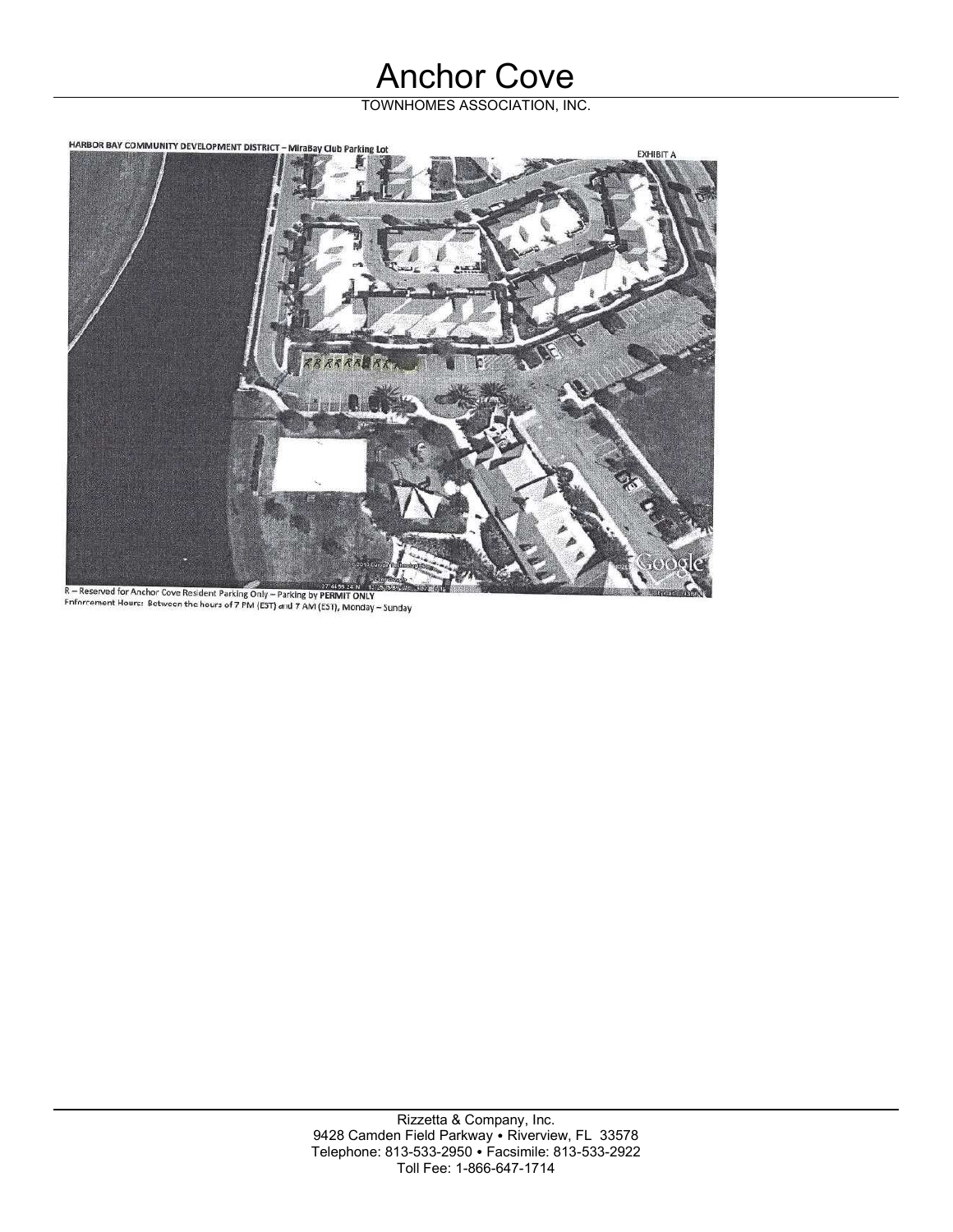# Anchor Cove

TOWNHOMES ASSOCIATION, INC.

HARBOR BAY COMMUNITY DEVELOPMENT DISTRICT – MiraBay Club Parking Lot

EXHIBIT A

R – Reserved for Anchor Cove Resident Parking Only – Parking by **PERMIT ONLY**

Enforcement Hours: Between the hours of 7 PM (EST) and 7 AM (EST), Monday – Sunday

Rizzetta & Company, Inc.
9428 Camden Field Parkway • Riverview, FL 33578
Telephone: 813-533-2950 • Facsimile: 813-533-2922
Toll Fee: 1-866-647-1714